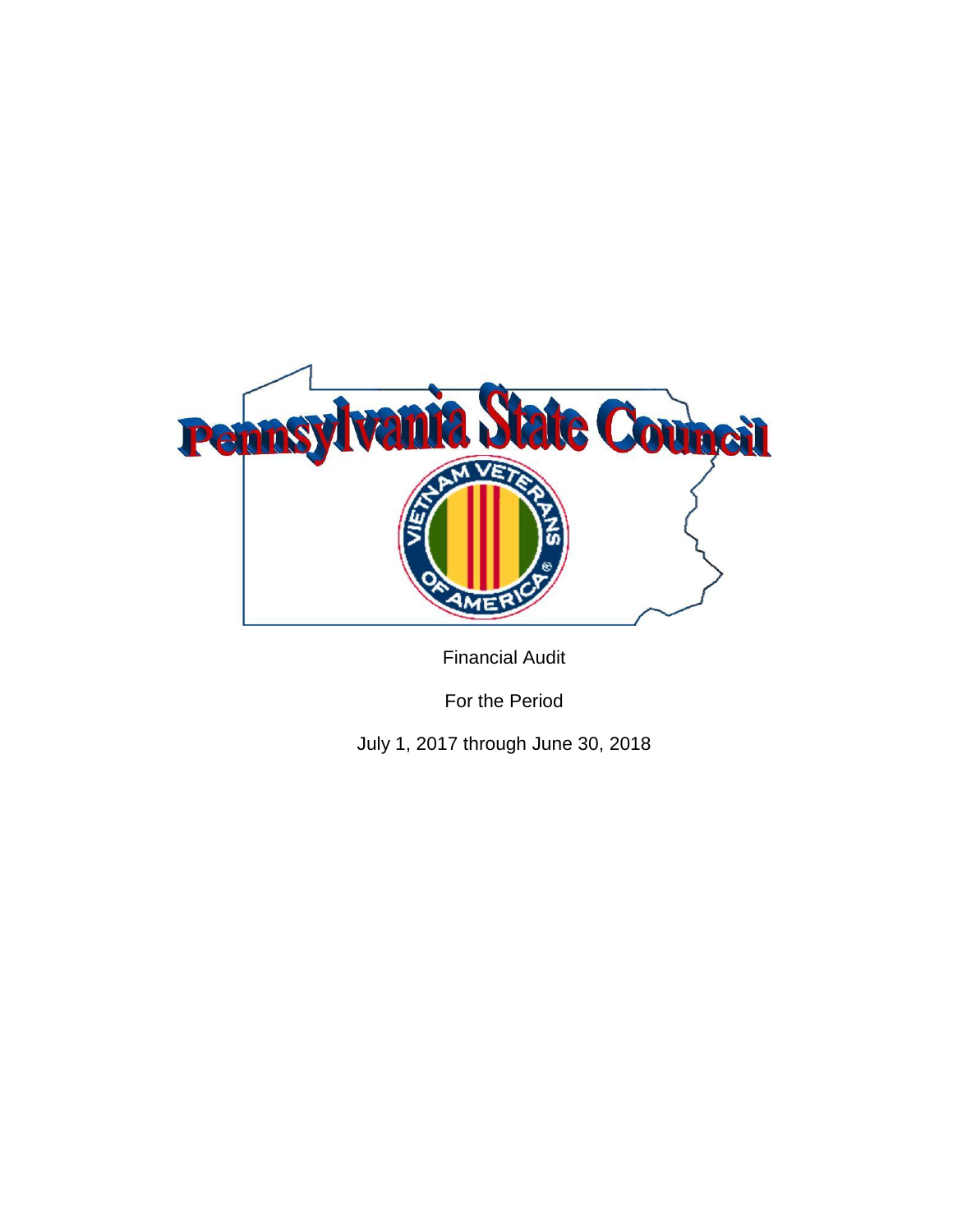# Pennsylvania State Council

Financial Audit

For the Period

July 1, 2017 through June 30, 2018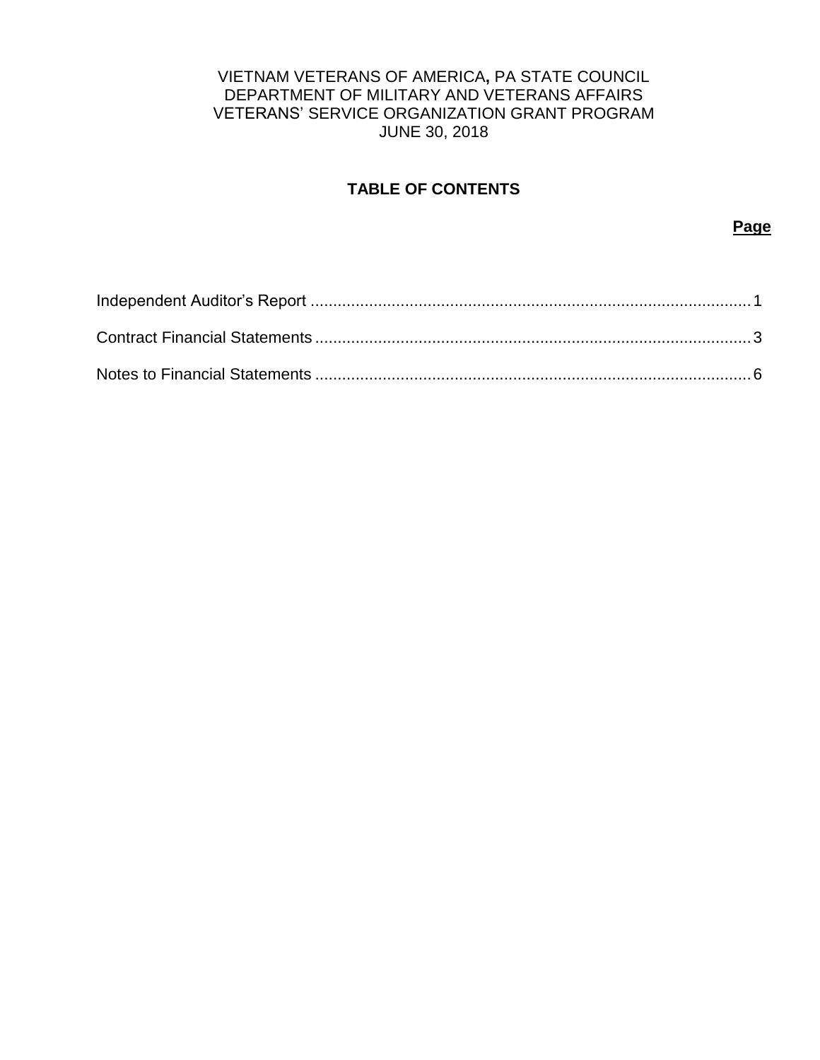VIETNAM VETERANS OF AMERICA, PA STATE COUNCIL
DEPARTMENT OF MILITARY AND VETERANS AFFAIRS
VETERANS' SERVICE ORGANIZATION GRANT PROGRAM
JUNE 30, 2018

## TABLE OF CONTENTS

| | **Page** |
|---|---|
| Independent Auditor's Report | 1 |
| Contract Financial Statements | 3 |
| Notes to Financial Statements | 6 |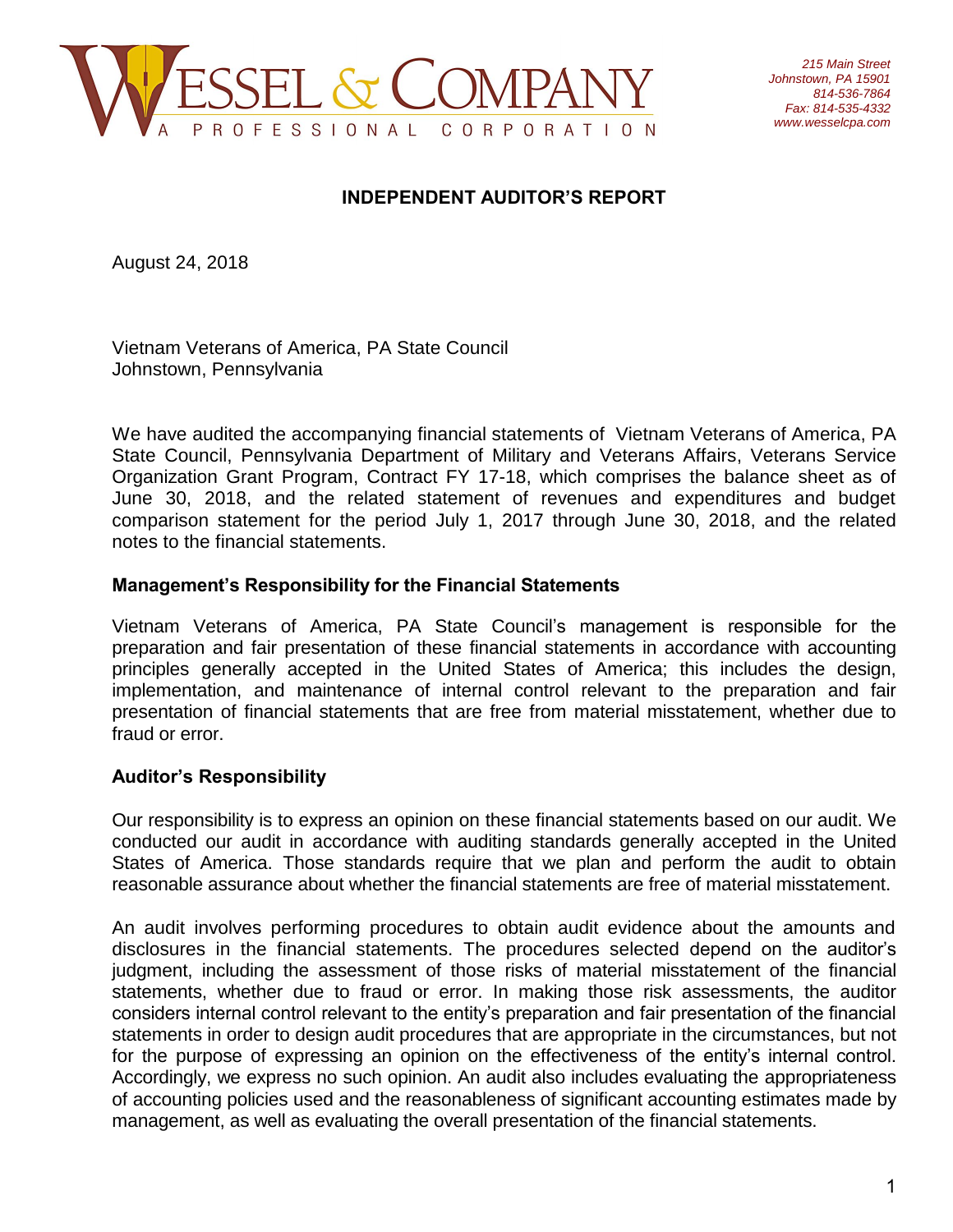**WESSEL & COMPANY**
A PROFESSIONAL CORPORATION

*215 Main Street*
*Johnstown, PA 15901*
*814-536-7864*
*Fax: 814-535-4332*
*www.wesselcpa.com*

## INDEPENDENT AUDITOR'S REPORT

August 24, 2018

Vietnam Veterans of America, PA State Council
Johnstown, Pennsylvania

We have audited the accompanying financial statements of Vietnam Veterans of America, PA State Council, Pennsylvania Department of Military and Veterans Affairs, Veterans Service Organization Grant Program, Contract FY 17-18, which comprises the balance sheet as of June 30, 2018, and the related statement of revenues and expenditures and budget comparison statement for the period July 1, 2017 through June 30, 2018, and the related notes to the financial statements.

### Management's Responsibility for the Financial Statements

Vietnam Veterans of America, PA State Council's management is responsible for the preparation and fair presentation of these financial statements in accordance with accounting principles generally accepted in the United States of America; this includes the design, implementation, and maintenance of internal control relevant to the preparation and fair presentation of financial statements that are free from material misstatement, whether due to fraud or error.

### Auditor's Responsibility

Our responsibility is to express an opinion on these financial statements based on our audit. We conducted our audit in accordance with auditing standards generally accepted in the United States of America. Those standards require that we plan and perform the audit to obtain reasonable assurance about whether the financial statements are free of material misstatement.

An audit involves performing procedures to obtain audit evidence about the amounts and disclosures in the financial statements. The procedures selected depend on the auditor's judgment, including the assessment of those risks of material misstatement of the financial statements, whether due to fraud or error. In making those risk assessments, the auditor considers internal control relevant to the entity's preparation and fair presentation of the financial statements in order to design audit procedures that are appropriate in the circumstances, but not for the purpose of expressing an opinion on the effectiveness of the entity's internal control. Accordingly, we express no such opinion. An audit also includes evaluating the appropriateness of accounting policies used and the reasonableness of significant accounting estimates made by management, as well as evaluating the overall presentation of the financial statements.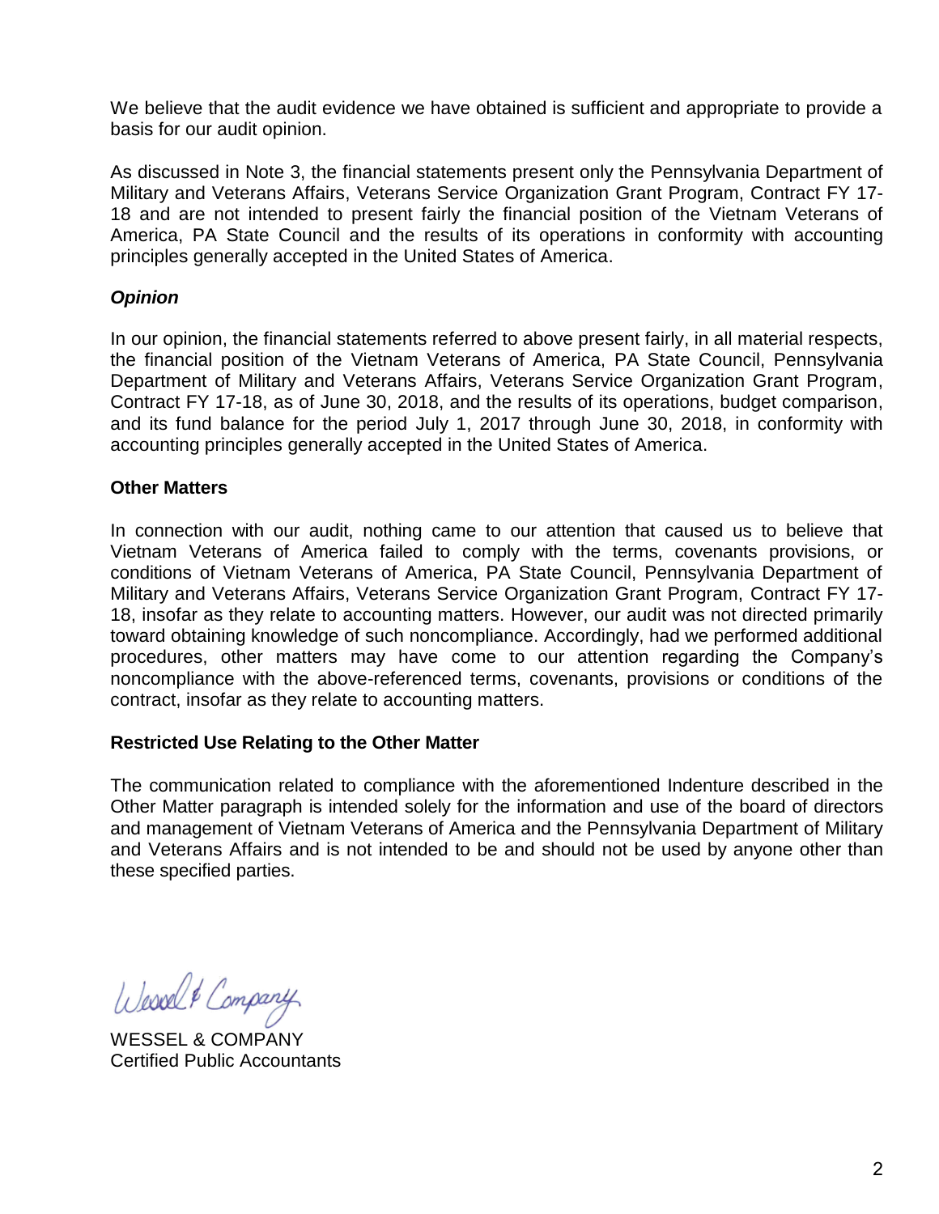We believe that the audit evidence we have obtained is sufficient and appropriate to provide a basis for our audit opinion.

As discussed in Note 3, the financial statements present only the Pennsylvania Department of Military and Veterans Affairs, Veterans Service Organization Grant Program, Contract FY 17-18 and are not intended to present fairly the financial position of the Vietnam Veterans of America, PA State Council and the results of its operations in conformity with accounting principles generally accepted in the United States of America.

***Opinion***

In our opinion, the financial statements referred to above present fairly, in all material respects, the financial position of the Vietnam Veterans of America, PA State Council, Pennsylvania Department of Military and Veterans Affairs, Veterans Service Organization Grant Program, Contract FY 17-18, as of June 30, 2018, and the results of its operations, budget comparison, and its fund balance for the period July 1, 2017 through June 30, 2018, in conformity with accounting principles generally accepted in the United States of America.

**Other Matters**

In connection with our audit, nothing came to our attention that caused us to believe that Vietnam Veterans of America failed to comply with the terms, covenants provisions, or conditions of Vietnam Veterans of America, PA State Council, Pennsylvania Department of Military and Veterans Affairs, Veterans Service Organization Grant Program, Contract FY 17-18, insofar as they relate to accounting matters. However, our audit was not directed primarily toward obtaining knowledge of such noncompliance. Accordingly, had we performed additional procedures, other matters may have come to our attention regarding the Company's noncompliance with the above-referenced terms, covenants, provisions or conditions of the contract, insofar as they relate to accounting matters.

**Restricted Use Relating to the Other Matter**

The communication related to compliance with the aforementioned Indenture described in the Other Matter paragraph is intended solely for the information and use of the board of directors and management of Vietnam Veterans of America and the Pennsylvania Department of Military and Veterans Affairs and is not intended to be and should not be used by anyone other than these specified parties.

Wessel & Company

WESSEL & COMPANY
Certified Public Accountants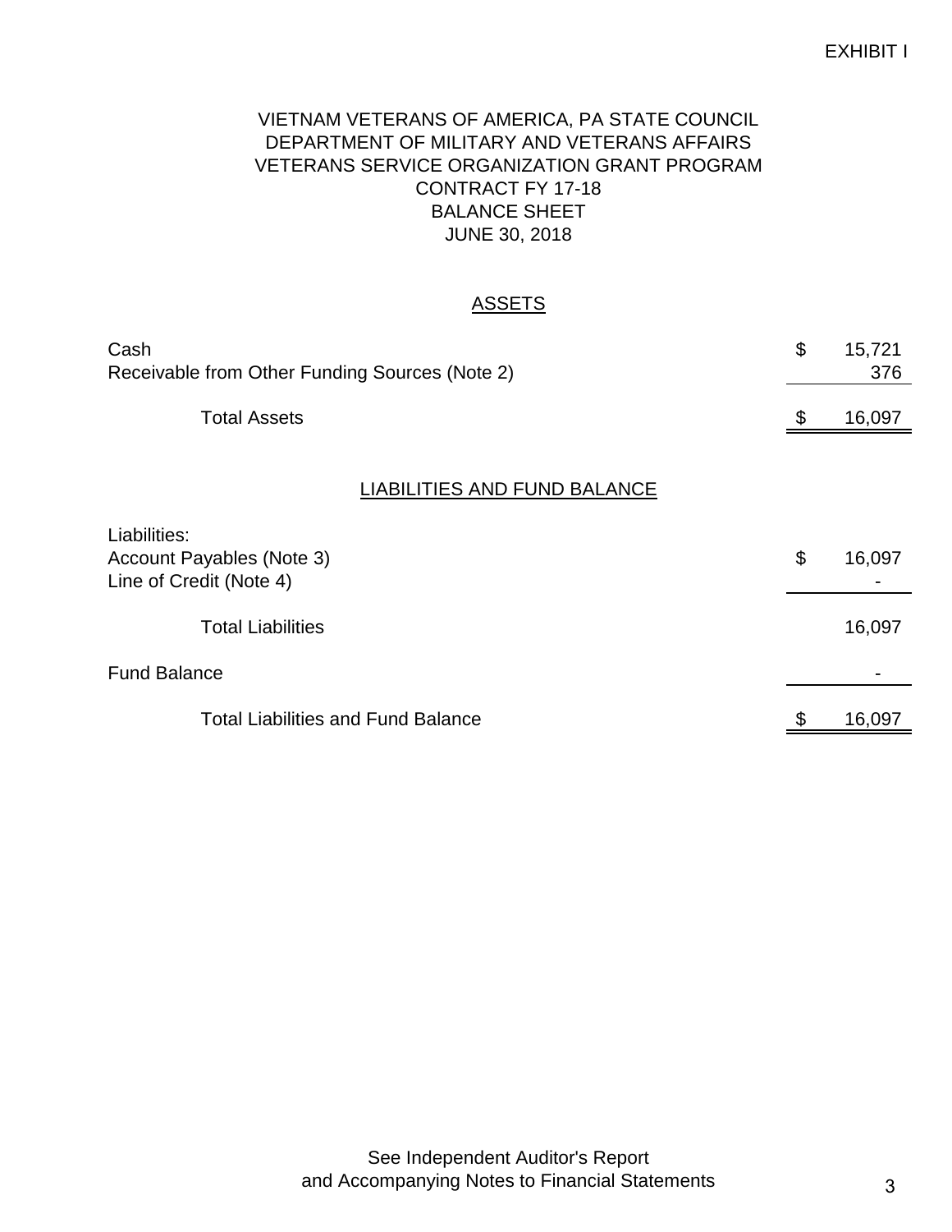EXHIBIT I

# VIETNAM VETERANS OF AMERICA, PA STATE COUNCIL
## DEPARTMENT OF MILITARY AND VETERANS AFFAIRS
## VETERANS SERVICE ORGANIZATION GRANT PROGRAM
## CONTRACT FY 17-18
## BALANCE SHEET
## JUNE 30, 2018

### ASSETS

| | | |
|---|---|---|
| Cash | $ | 15,721 |
| Receivable from Other Funding Sources (Note 2) | | 376 |
| Total Assets | $ | 16,097 |

### LIABILITIES AND FUND BALANCE

| | | |
|---|---|---|
| Liabilities: | | |
| Account Payables (Note 3) | $ | 16,097 |
| Line of Credit (Note 4) | | - |
| Total Liabilities | | 16,097 |
| Fund Balance | | - |
| Total Liabilities and Fund Balance | $ | 16,097 |

See Independent Auditor's Report
and Accompanying Notes to Financial Statements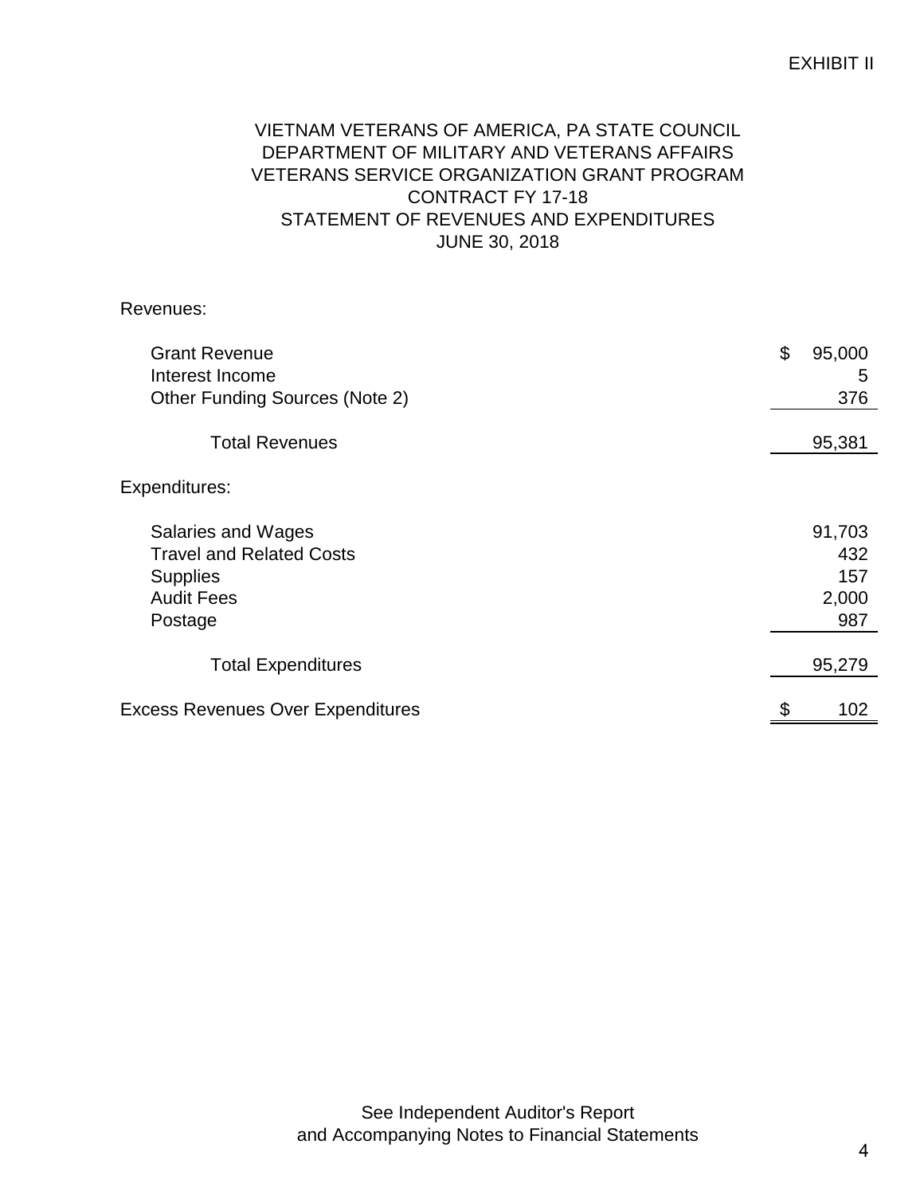EXHIBIT II

# VIETNAM VETERANS OF AMERICA, PA STATE COUNCIL
## DEPARTMENT OF MILITARY AND VETERANS AFFAIRS
## VETERANS SERVICE ORGANIZATION GRANT PROGRAM
## CONTRACT FY 17-18
## STATEMENT OF REVENUES AND EXPENDITURES
## JUNE 30, 2018

| | |
|---|---|
| **Revenues:** | |
| Grant Revenue | $ 95,000 |
| Interest Income | 5 |
| Other Funding Sources (Note 2) | 376 |
| Total Revenues | 95,381 |
| **Expenditures:** | |
| Salaries and Wages | 91,703 |
| Travel and Related Costs | 432 |
| Supplies | 157 |
| Audit Fees | 2,000 |
| Postage | 987 |
| Total Expenditures | 95,279 |
| Excess Revenues Over Expenditures | $ 102 |

See Independent Auditor's Report
and Accompanying Notes to Financial Statements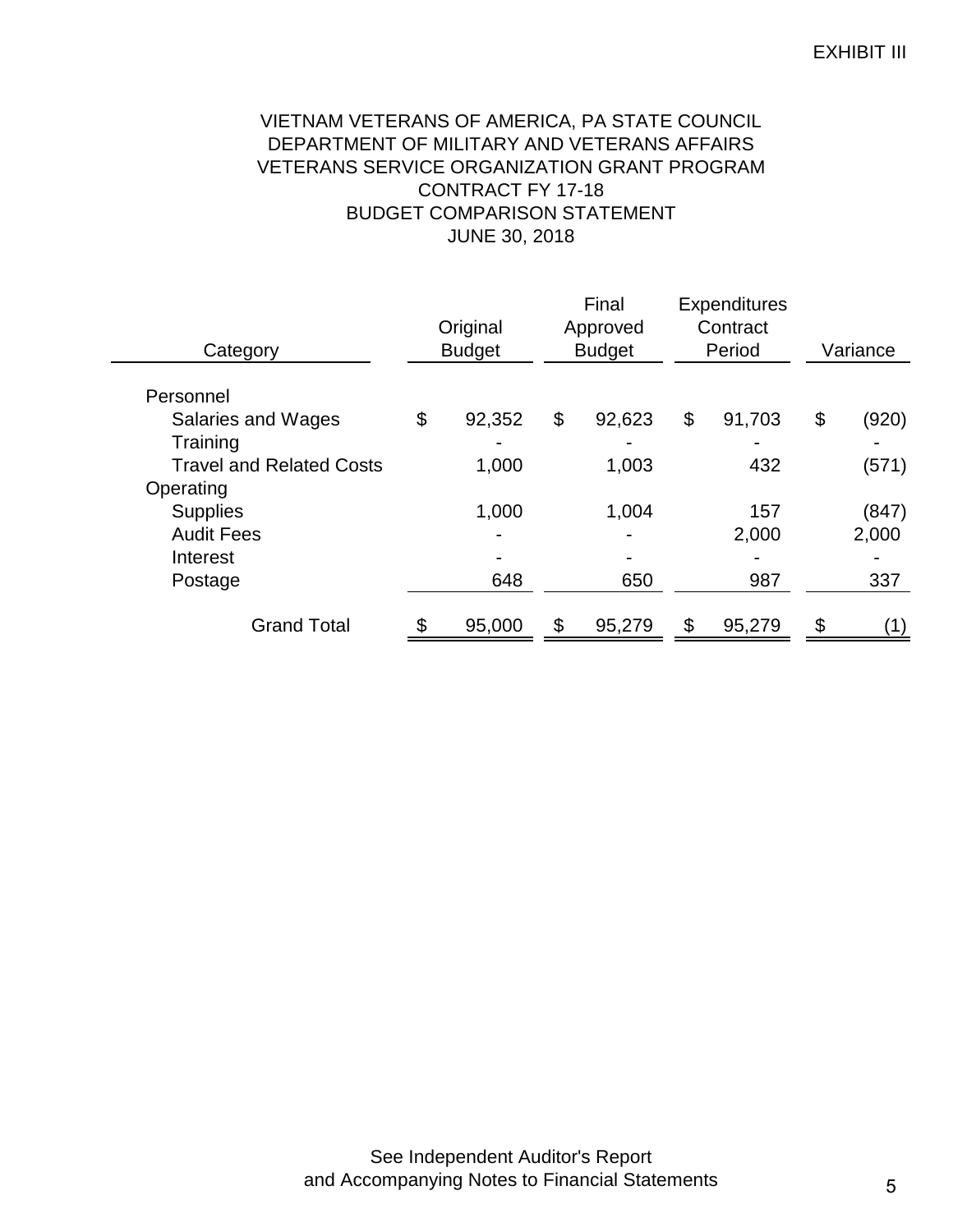EXHIBIT III

# VIETNAM VETERANS OF AMERICA, PA STATE COUNCIL
## DEPARTMENT OF MILITARY AND VETERANS AFFAIRS
## VETERANS SERVICE ORGANIZATION GRANT PROGRAM
## CONTRACT FY 17-18
## BUDGET COMPARISON STATEMENT
## JUNE 30, 2018

| Category | Original Budget | Final Approved Budget | Expenditures Contract Period | Variance |
|---|---|---|---|---|
| Personnel | | | | |
| Salaries and Wages | $ 92,352 | $ 92,623 | $ 91,703 | $ (920) |
| Training | - | - | - | - |
| Travel and Related Costs | 1,000 | 1,003 | 432 | (571) |
| Operating | | | | |
| Supplies | 1,000 | 1,004 | 157 | (847) |
| Audit Fees | - | - | 2,000 | 2,000 |
| Interest | - | - | - | - |
| Postage | 648 | 650 | 987 | 337 |
| Grand Total | $ 95,000 | $ 95,279 | $ 95,279 | $ (1) |

See Independent Auditor's Report
and Accompanying Notes to Financial Statements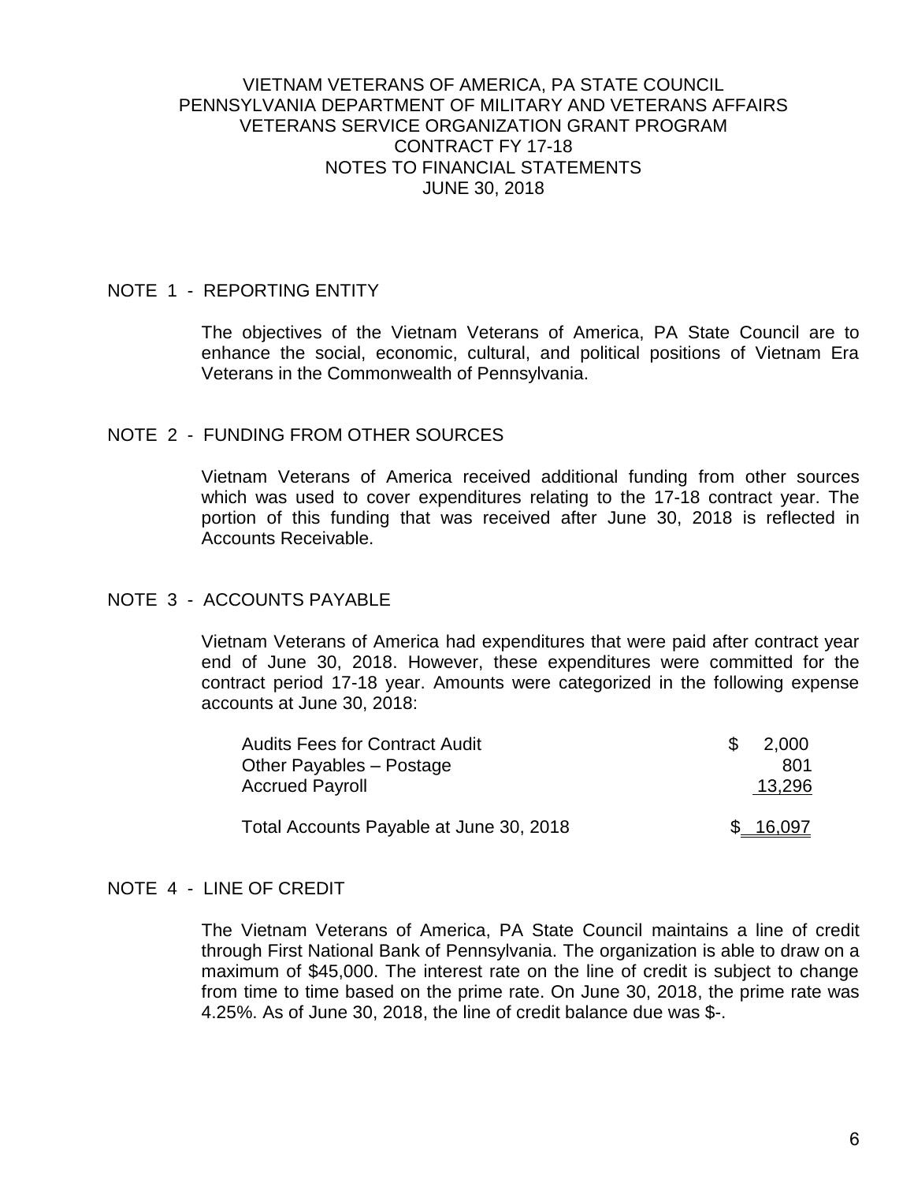# VIETNAM VETERANS OF AMERICA, PA STATE COUNCIL
# PENNSYLVANIA DEPARTMENT OF MILITARY AND VETERANS AFFAIRS
# VETERANS SERVICE ORGANIZATION GRANT PROGRAM
# CONTRACT FY 17-18
# NOTES TO FINANCIAL STATEMENTS
# JUNE 30, 2018

## NOTE 1 - REPORTING ENTITY

The objectives of the Vietnam Veterans of America, PA State Council are to enhance the social, economic, cultural, and political positions of Vietnam Era Veterans in the Commonwealth of Pennsylvania.

## NOTE 2 - FUNDING FROM OTHER SOURCES

Vietnam Veterans of America received additional funding from other sources which was used to cover expenditures relating to the 17-18 contract year. The portion of this funding that was received after June 30, 2018 is reflected in Accounts Receivable.

## NOTE 3 - ACCOUNTS PAYABLE

Vietnam Veterans of America had expenditures that were paid after contract year end of June 30, 2018. However, these expenditures were committed for the contract period 17-18 year. Amounts were categorized in the following expense accounts at June 30, 2018:

| | |
|---|---|
| Audits Fees for Contract Audit | $ 2,000 |
| Other Payables – Postage | 801 |
| Accrued Payroll | 13,296 |
| Total Accounts Payable at June 30, 2018 | $ 16,097 |

## NOTE 4 - LINE OF CREDIT

The Vietnam Veterans of America, PA State Council maintains a line of credit through First National Bank of Pennsylvania. The organization is able to draw on a maximum of $45,000. The interest rate on the line of credit is subject to change from time to time based on the prime rate. On June 30, 2018, the prime rate was 4.25%. As of June 30, 2018, the line of credit balance due was $-.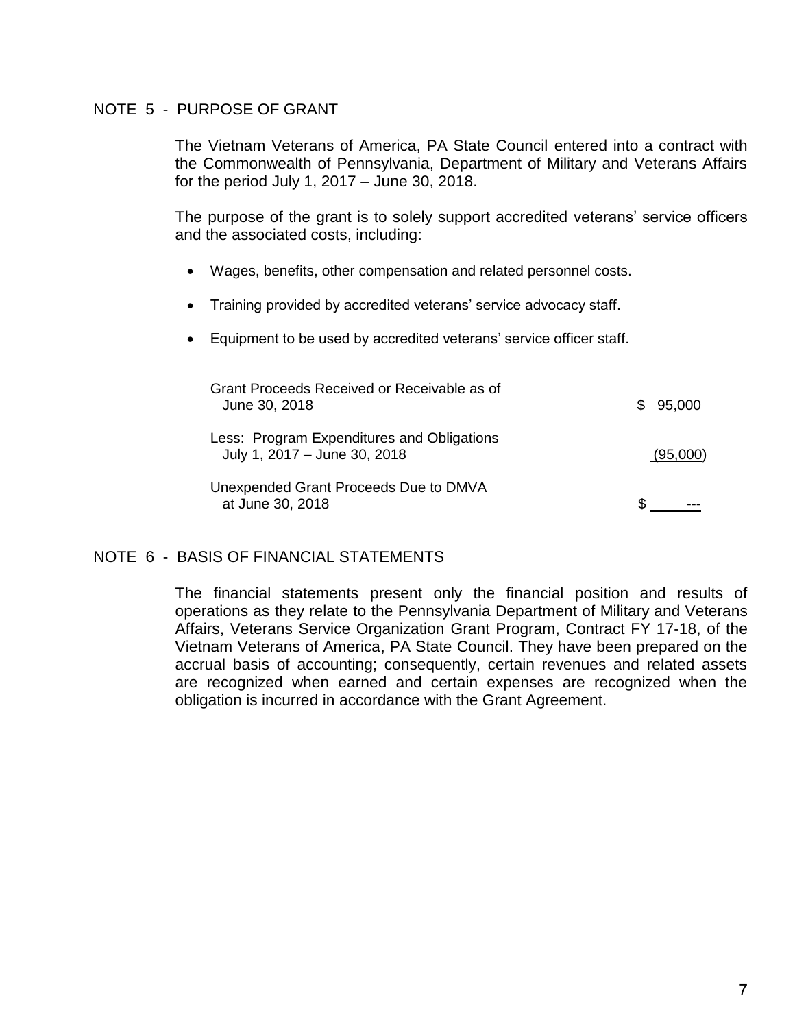## NOTE 5 - PURPOSE OF GRANT

The Vietnam Veterans of America, PA State Council entered into a contract with the Commonwealth of Pennsylvania, Department of Military and Veterans Affairs for the period July 1, 2017 – June 30, 2018.

The purpose of the grant is to solely support accredited veterans' service officers and the associated costs, including:

- Wages, benefits, other compensation and related personnel costs.
- Training provided by accredited veterans' service advocacy staff.
- Equipment to be used by accredited veterans' service officer staff.

| | |
|---|---|
| Grant Proceeds Received or Receivable as of June 30, 2018 | $ 95,000 |
| Less: Program Expenditures and Obligations July 1, 2017 – June 30, 2018 | (95,000) |
| Unexpended Grant Proceeds Due to DMVA at June 30, 2018 | $ --- |

## NOTE 6 - BASIS OF FINANCIAL STATEMENTS

The financial statements present only the financial position and results of operations as they relate to the Pennsylvania Department of Military and Veterans Affairs, Veterans Service Organization Grant Program, Contract FY 17-18, of the Vietnam Veterans of America, PA State Council. They have been prepared on the accrual basis of accounting; consequently, certain revenues and related assets are recognized when earned and certain expenses are recognized when the obligation is incurred in accordance with the Grant Agreement.